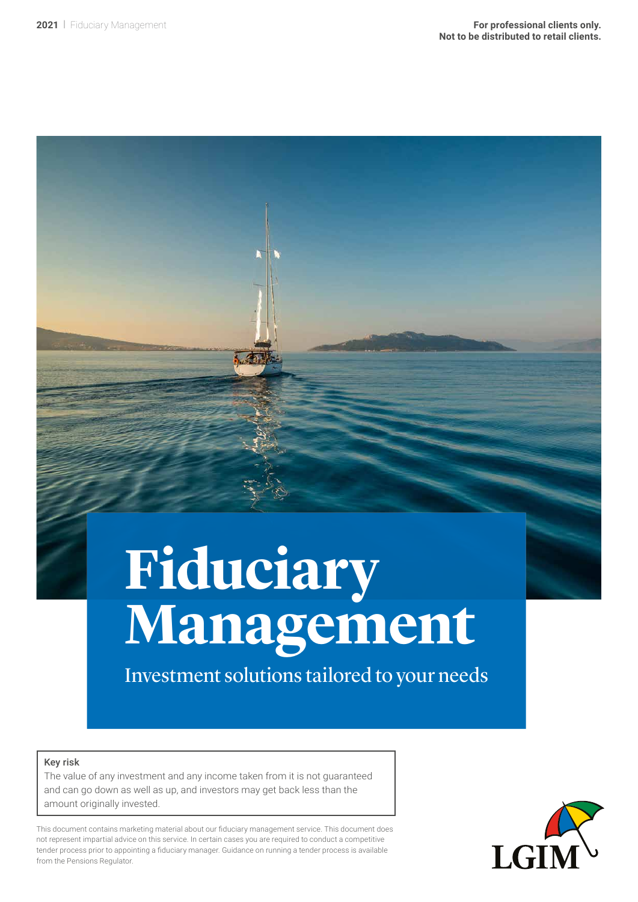For professional clients only.
Not to be distributed to retail clients.

# Fiduciary Management

Investment solutions tailored to your needs

**Key risk**

The value of any investment and any income taken from it is not guaranteed and can go down as well as up, and investors may get back less than the amount originally invested.

This document contains marketing material about our fiduciary management service. This document does not represent impartial advice on this service. In certain cases you are required to conduct a competitive tender process prior to appointing a fiduciary manager. Guidance on running a tender process is available from the Pensions Regulator.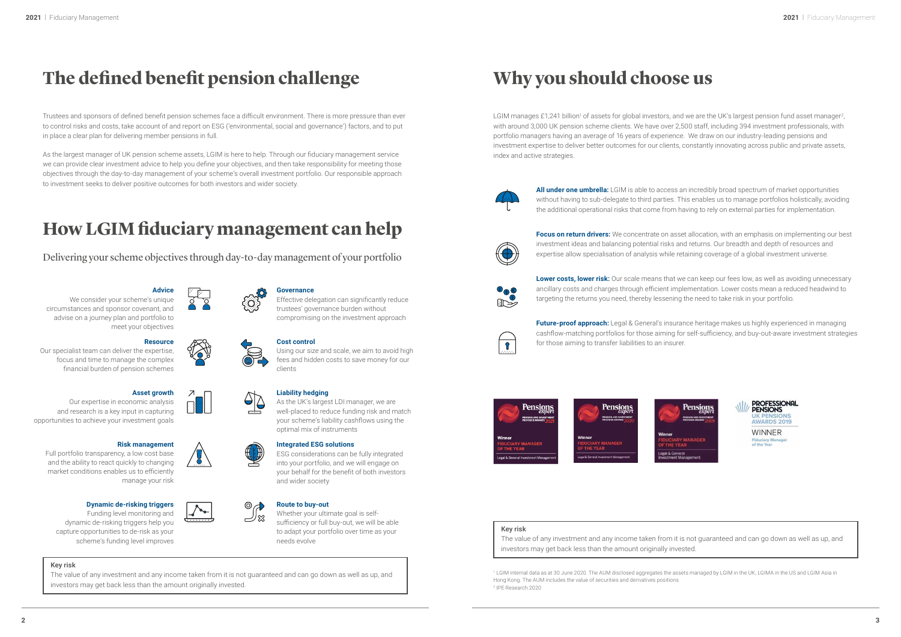# The defined benefit pension challenge

Trustees and sponsors of defined benefit pension schemes face a difficult environment. There is more pressure than ever to control risks and costs, take account of and report on ESG ('environmental, social and governance') factors, and to put in place a clear plan for delivering member pensions in full.

As the largest manager of UK pension scheme assets, LGIM is here to help. Through our fiduciary management service we can provide clear investment advice to help you define your objectives, and then take responsibility for meeting those objectives through the day-to-day management of your scheme's overall investment portfolio. Our responsible approach to investment seeks to deliver positive outcomes for both investors and wider society.

# How LGIM fiduciary management can help

## Delivering your scheme objectives through day-to-day management of your portfolio

**Advice**
We consider your scheme's unique circumstances and sponsor covenant, and advise on a journey plan and portfolio to meet your objectives

**Resource**
Our specialist team can deliver the expertise, focus and time to manage the complex financial burden of pension schemes

**Asset growth**
Our expertise in economic analysis and research is a key input in capturing opportunities to achieve your investment goals

**Risk management**
Full portfolio transparency, a low cost base and the ability to react quickly to changing market conditions enables us to efficiently manage your risk

**Dynamic de-risking triggers**
Funding level monitoring and dynamic de-risking triggers help you capture opportunities to de-risk as your scheme's funding level improves

**Governance**
Effective delegation can significantly reduce trustees' governance burden without compromising on the investment approach

**Cost control**
Using our size and scale, we aim to avoid high fees and hidden costs to save money for our clients

**Liability hedging**
As the UK's largest LDI manager, we are well-placed to reduce funding risk and match your scheme's liability cashflows using the optimal mix of instruments

**Integrated ESG solutions**
ESG considerations can be fully integrated into your portfolio, and we will engage on your behalf for the benefit of both investors and wider society

**Route to buy-out**
Whether your ultimate goal is self-sufficiency or full buy-out, we will be able to adapt your portfolio over time as your needs evolve

**Key risk**
The value of any investment and any income taken from it is not guaranteed and can go down as well as up, and investors may get back less than the amount originally invested.

# Why you should choose us

LGIM manages £1,241 billion[1] of assets for global investors, and we are the UK's largest pension fund asset manager[2], with around 3,000 UK pension scheme clients. We have over 2,500 staff, including 394 investment professionals, with portfolio managers having an average of 16 years of experience. We draw on our industry-leading pensions and investment expertise to deliver better outcomes for our clients, constantly innovating across public and private assets, index and active strategies.

**All under one umbrella:** LGIM is able to access an incredibly broad spectrum of market opportunities without having to sub-delegate to third parties. This enables us to manage portfolios holistically, avoiding the additional operational risks that come from having to rely on external parties for implementation.

**Focus on return drivers:** We concentrate on asset allocation, with an emphasis on implementing our best investment ideas and balancing potential risks and returns. Our breadth and depth of resources and expertise allow specialisation of analysis while retaining coverage of a global investment universe.

**Lower costs, lower risk:** Our scale means that we can keep our fees low, as well as avoiding unnecessary ancillary costs and charges through efficient implementation. Lower costs mean a reduced headwind to targeting the returns you need, thereby lessening the need to take risk in your portfolio.

**Future-proof approach:** Legal & General's insurance heritage makes us highly experienced in managing cashflow-matching portfolios for those aiming for self-sufficiency, and buy-out-aware investment strategies for those aiming to transfer liabilities to an insurer.

Pensions expert – Pension and Investment Provider Awards 2021 – Winner Fiduciary Manager of the Year – Legal & General Investment Management

Pensions expert – Pension and Investment Provider Awards 2020 – Winner Fiduciary Manager of the Year – Legal & General Investment Management

Pensions expert – Pension and Investment Provider Awards 2019 – Winner Fiduciary Manager of the Year – Legal & General Investment Management

Professional Pensions UK Pensions Awards 2019 – Winner – Fiduciary Manager of the Year

**Key risk**
The value of any investment and any income taken from it is not guaranteed and can go down as well as up, and investors may get back less than the amount originally invested.

[1] LGIM internal data as at 30 June 2020. The AUM disclosed aggregates the assets managed by LGIM in the UK, LGIMA in the US and LGIM Asia in Hong Kong. The AUM includes the value of securities and derivatives positions
[2] IPE Research 2020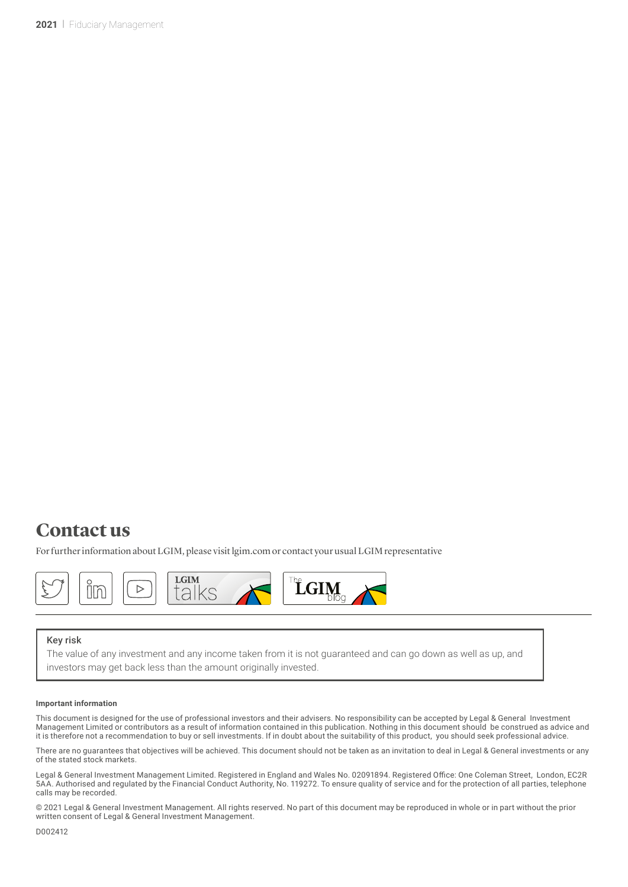# Contact us

For further information about LGIM, please visit lgim.com or contact your usual LGIM representative

Key risk

The value of any investment and any income taken from it is not guaranteed and can go down as well as up, and investors may get back less than the amount originally invested.

**Important information**

This document is designed for the use of professional investors and their advisers. No responsibility can be accepted by Legal & General Investment Management Limited or contributors as a result of information contained in this publication. Nothing in this document should be construed as advice and it is therefore not a recommendation to buy or sell investments. If in doubt about the suitability of this product, you should seek professional advice.

There are no guarantees that objectives will be achieved. This document should not be taken as an invitation to deal in Legal & General investments or any of the stated stock markets.

Legal & General Investment Management Limited. Registered in England and Wales No. 02091894. Registered Office: One Coleman Street, London, EC2R 5AA. Authorised and regulated by the Financial Conduct Authority, No. 119272. To ensure quality of service and for the protection of all parties, telephone calls may be recorded.

© 2021 Legal & General Investment Management. All rights reserved. No part of this document may be reproduced in whole or in part without the prior written consent of Legal & General Investment Management.

D002412